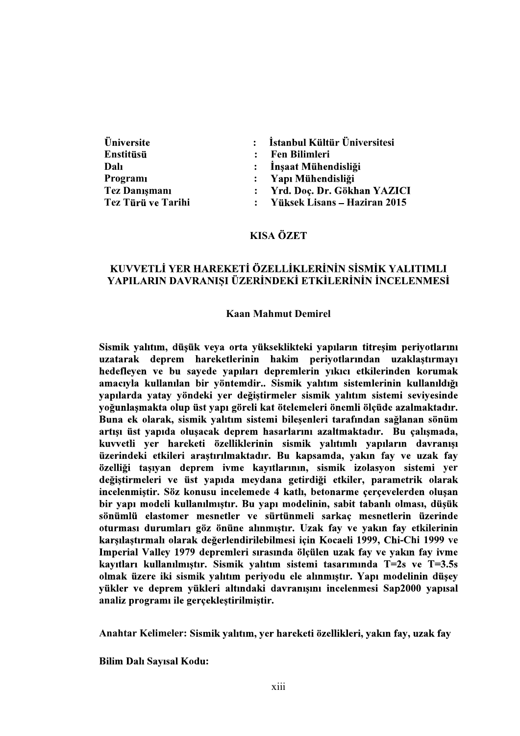| | | |
|---|---|---|
| **Üniversite** | **:** | **İstanbul Kültür Üniversitesi** |
| **Enstitüsü** | **:** | **Fen Bilimleri** |
| **Dalı** | **:** | **İnşaat Mühendisliği** |
| **Programı** | **:** | **Yapı Mühendisliği** |
| **Tez Danışmanı** | **:** | **Yrd. Doç. Dr. Gökhan YAZICI** |
| **Tez Türü ve Tarihi** | **:** | **Yüksek Lisans – Haziran 2015** |

# KISA ÖZET

## KUVVETLİ YER HAREKETİ ÖZELLİKLERİNİN SİSMİK YALITIMLI YAPILARIN DAVRANIŞI ÜZERİNDEKİ ETKİLERİNİN İNCELENMESİ

**Kaan Mahmut Demirel**

**Sismik yalıtım, düşük veya orta yükseklikteki yapıların titreşim periyotlarını uzatarak deprem hareketlerinin hakim periyotlarından uzaklaştırmayı hedefleyen ve bu sayede yapıları depremlerin yıkıcı etkilerinden korumak amacıyla kullanılan bir yöntemdir.. Sismik yalıtım sistemlerinin kullanıldığı yapılarda yatay yöndeki yer değiştirmeler sismik yalıtım sistemi seviyesinde yoğunlaşmakta olup üst yapı göreli kat ötelemeleri önemli ölçüde azalmaktadır. Buna ek olarak, sismik yalıtım sistemi bileşenleri tarafından sağlanan sönüm artışı üst yapıda oluşacak deprem hasarlarını azaltmaktadır. Bu çalışmada, kuvvetli yer hareketi özelliklerinin sismik yalıtımlı yapıların davranışı üzerindeki etkileri araştırılmaktadır. Bu kapsamda, yakın fay ve uzak fay özelliği taşıyan deprem ivme kayıtlarının, sismik izolasyon sistemi yer değiştirmeleri ve üst yapıda meydana getirdiği etkiler, parametrik olarak incelenmiştir. Söz konusu incelemede 4 katlı, betonarme çerçevelerden oluşan bir yapı modeli kullanılmıştır. Bu yapı modelinin, sabit tabanlı olması, düşük sönümlü elastomer mesnetler ve sürtünmeli sarkaç mesnetlerin üzerinde oturması durumları göz önüne alınmıştır. Uzak fay ve yakın fay etkilerinin karşılaştırmalı olarak değerlendirilebilmesi için Kocaeli 1999, Chi-Chi 1999 ve Imperial Valley 1979 depremleri sırasında ölçülen uzak fay ve yakın fay ivme kayıtları kullanılmıştır. Sismik yalıtım sistemi tasarımında T=2s ve T=3.5s olmak üzere iki sismik yalıtım periyodu ele alınmıştır. Yapı modelinin düşey yükler ve deprem yükleri altındaki davranışını incelenmesi Sap2000 yapısal analiz programı ile gerçekleştirilmiştir.**

**Anahtar Kelimeler: Sismik yalıtım, yer hareketi özellikleri, yakın fay, uzak fay**

**Bilim Dalı Sayısal Kodu:**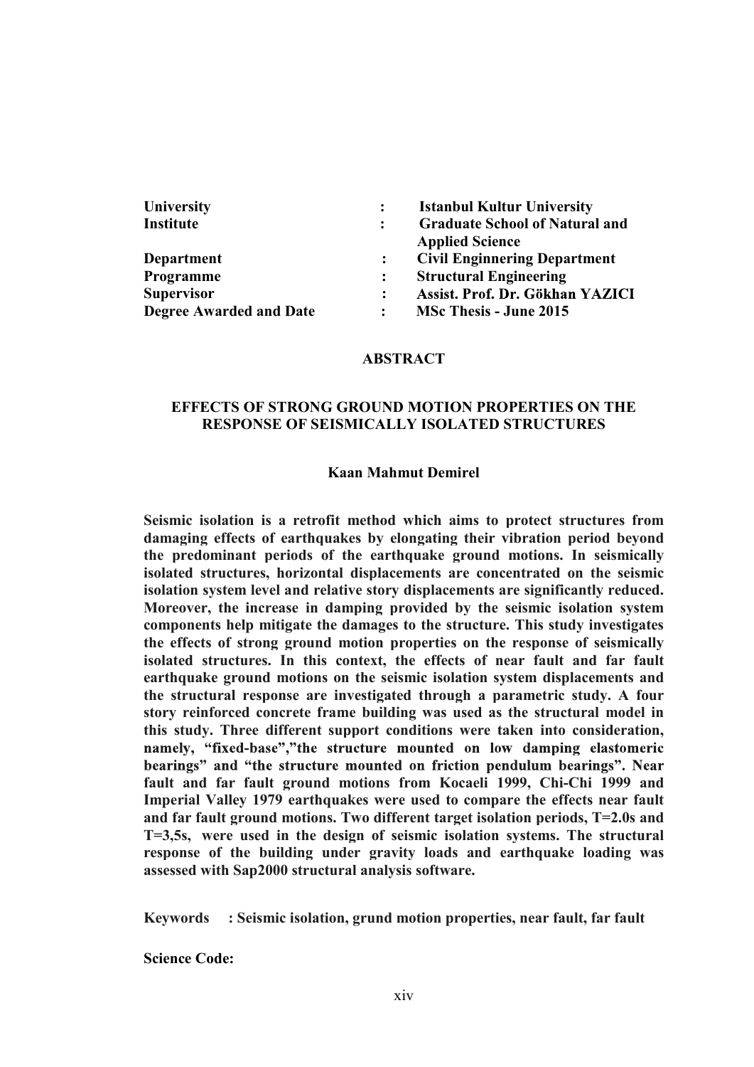| | | |
|---|---|---|
| **University** | **:** | **Istanbul Kultur University** |
| **Institute** | **:** | **Graduate School of Natural and Applied Science** |
| **Department** | **:** | **Civil Enginnering Department** |
| **Programme** | **:** | **Structural Engineering** |
| **Supervisor** | **:** | **Assist. Prof. Dr. Gökhan YAZICI** |
| **Degree Awarded and Date** | **:** | **MSc Thesis - June 2015** |

## ABSTRACT

### EFFECTS OF STRONG GROUND MOTION PROPERTIES ON THE RESPONSE OF SEISMICALLY ISOLATED STRUCTURES

**Kaan Mahmut Demirel**

**Seismic isolation is a retrofit method which aims to protect structures from damaging effects of earthquakes by elongating their vibration period beyond the predominant periods of the earthquake ground motions. In seismically isolated structures, horizontal displacements are concentrated on the seismic isolation system level and relative story displacements are significantly reduced. Moreover, the increase in damping provided by the seismic isolation system components help mitigate the damages to the structure. This study investigates the effects of strong ground motion properties on the response of seismically isolated structures. In this context, the effects of near fault and far fault earthquake ground motions on the seismic isolation system displacements and the structural response are investigated through a parametric study. A four story reinforced concrete frame building was used as the structural model in this study. Three different support conditions were taken into consideration, namely, "fixed-base","the structure mounted on low damping elastomeric bearings" and "the structure mounted on friction pendulum bearings". Near fault and far fault ground motions from Kocaeli 1999, Chi-Chi 1999 and Imperial Valley 1979 earthquakes were used to compare the effects near fault and far fault ground motions. Two different target isolation periods, T=2.0s and T=3,5s, were used in the design of seismic isolation systems. The structural response of the building under gravity loads and earthquake loading was assessed with Sap2000 structural analysis software.**

**Keywords : Seismic isolation, grund motion properties, near fault, far fault**

**Science Code:**